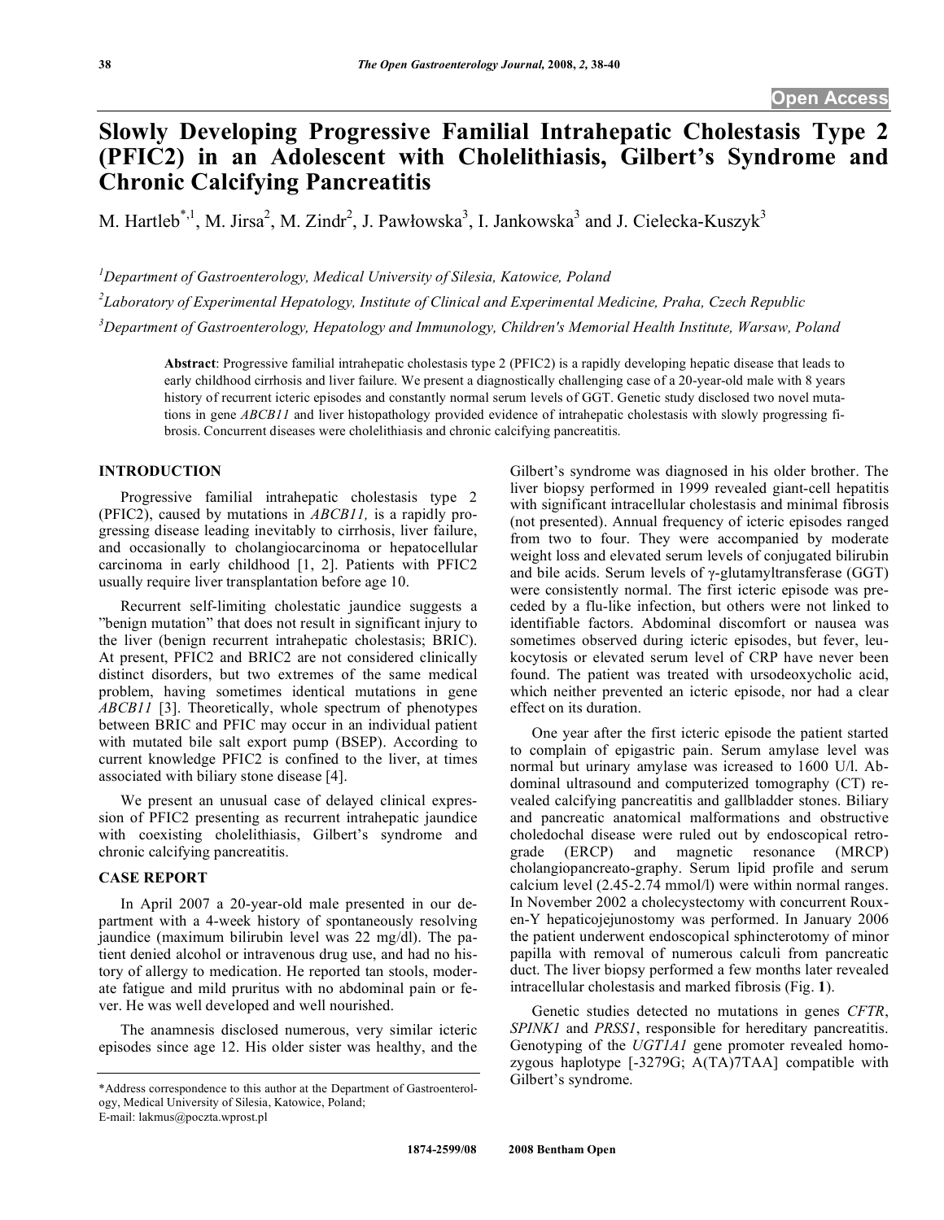Open Access

# Slowly Developing Progressive Familial Intrahepatic Cholestasis Type 2 (PFIC2) in an Adolescent with Cholelithiasis, Gilbert's Syndrome and Chronic Calcifying Pancreatitis

M. Hartleb*[,1], M. Jirsa[2], M. Zindr[2], J. Pawłowska[3], I. Jankowska[3] and J. Cielecka-Kuszyk[3]

[1]Department of Gastroenterology, Medical University of Silesia, Katowice, Poland

[2]Laboratory of Experimental Hepatology, Institute of Clinical and Experimental Medicine, Praha, Czech Republic

[3]Department of Gastroenterology, Hepatology and Immunology, Children's Memorial Health Institute, Warsaw, Poland

**Abstract**: Progressive familial intrahepatic cholestasis type 2 (PFIC2) is a rapidly developing hepatic disease that leads to early childhood cirrhosis and liver failure. We present a diagnostically challenging case of a 20-year-old male with 8 years history of recurrent icteric episodes and constantly normal serum levels of GGT. Genetic study disclosed two novel mutations in gene *ABCB11* and liver histopathology provided evidence of intrahepatic cholestasis with slowly progressing fibrosis. Concurrent diseases were cholelithiasis and chronic calcifying pancreatitis.

## INTRODUCTION

Progressive familial intrahepatic cholestasis type 2 (PFIC2), caused by mutations in *ABCB11,* is a rapidly progressing disease leading inevitably to cirrhosis, liver failure, and occasionally to cholangiocarcinoma or hepatocellular carcinoma in early childhood [1, 2]. Patients with PFIC2 usually require liver transplantation before age 10.

Recurrent self-limiting cholestatic jaundice suggests a "benign mutation" that does not result in significant injury to the liver (benign recurrent intrahepatic cholestasis; BRIC). At present, PFIC2 and BRIC2 are not considered clinically distinct disorders, but two extremes of the same medical problem, having sometimes identical mutations in gene *ABCB11* [3]. Theoretically, whole spectrum of phenotypes between BRIC and PFIC may occur in an individual patient with mutated bile salt export pump (BSEP). According to current knowledge PFIC2 is confined to the liver, at times associated with biliary stone disease [4].

We present an unusual case of delayed clinical expression of PFIC2 presenting as recurrent intrahepatic jaundice with coexisting cholelithiasis, Gilbert's syndrome and chronic calcifying pancreatitis.

## CASE REPORT

In April 2007 a 20-year-old male presented in our department with a 4-week history of spontaneously resolving jaundice (maximum bilirubin level was 22 mg/dl). The patient denied alcohol or intravenous drug use, and had no history of allergy to medication. He reported tan stools, moderate fatigue and mild pruritus with no abdominal pain or fever. He was well developed and well nourished.

The anamnesis disclosed numerous, very similar icteric episodes since age 12. His older sister was healthy, and the Gilbert's syndrome was diagnosed in his older brother. The liver biopsy performed in 1999 revealed giant-cell hepatitis with significant intracellular cholestasis and minimal fibrosis (not presented). Annual frequency of icteric episodes ranged from two to four. They were accompanied by moderate weight loss and elevated serum levels of conjugated bilirubin and bile acids. Serum levels of γ-glutamyltransferase (GGT) were consistently normal. The first icteric episode was preceded by a flu-like infection, but others were not linked to identifiable factors. Abdominal discomfort or nausea was sometimes observed during icteric episodes, but fever, leukocytosis or elevated serum level of CRP have never been found. The patient was treated with ursodeoxycholic acid, which neither prevented an icteric episode, nor had a clear effect on its duration.

One year after the first icteric episode the patient started to complain of epigastric pain. Serum amylase level was normal but urinary amylase was icreased to 1600 U/l. Abdominal ultrasound and computerized tomography (CT) revealed calcifying pancreatitis and gallbladder stones. Biliary and pancreatic anatomical malformations and obstructive choledochal disease were ruled out by endoscopical retrograde (ERCP) and magnetic resonance (MRCP) cholangiopancreato-graphy. Serum lipid profile and serum calcium level (2.45-2.74 mmol/l) were within normal ranges. In November 2002 a cholecystectomy with concurrent Roux-en-Y hepaticojejunostomy was performed. In January 2006 the patient underwent endoscopical sphincterotomy of minor papilla with removal of numerous calculi from pancreatic duct. The liver biopsy performed a few months later revealed intracellular cholestasis and marked fibrosis (Fig. **1**).

Genetic studies detected no mutations in genes *CFTR*, *SPINK1* and *PRSS1*, responsible for hereditary pancreatitis. Genotyping of the *UGT1A1* gene promoter revealed homozygous haplotype [-3279G; A(TA)7TAA] compatible with Gilbert's syndrome.

*Address correspondence to this author at the Department of Gastroenterology, Medical University of Silesia, Katowice, Poland;
E-mail: lakmus@poczta.wprost.pl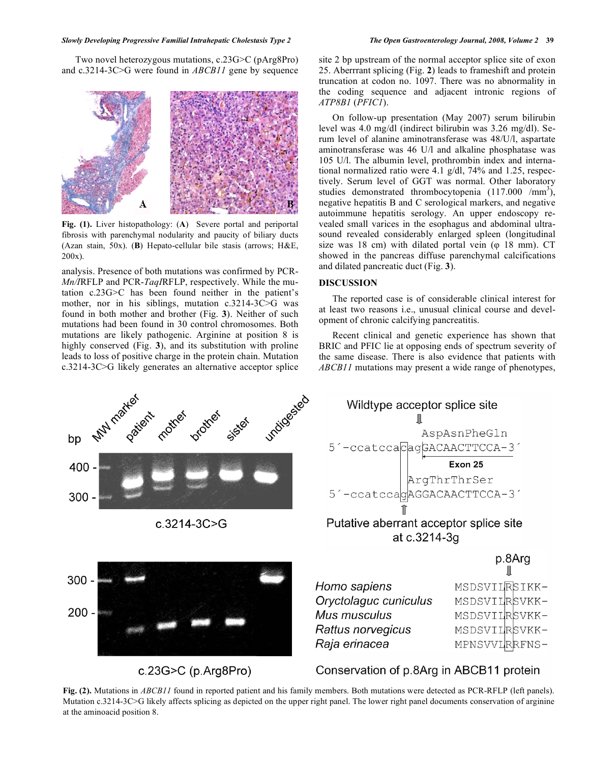Two novel heterozygous mutations, c.23G>C (pArg8Pro) and c.3214-3C>G were found in *ABCB11* gene by sequence analysis. Presence of both mutations was confirmed by PCR-*MnlI*RFLP and PCR-*TaqI*RFLP, respectively. While the mutation c.23G>C has been found neither in the patient's mother, nor in his siblings, mutation c.3214-3C>G was found in both mother and brother (Fig. **3**). Neither of such mutations had been found in 30 control chromosomes. Both mutations are likely pathogenic. Arginine at position 8 is highly conserved (Fig. **3**), and its substitution with proline leads to loss of positive charge in the protein chain. Mutation c.3214-3C>G likely generates an alternative acceptor splice site 2 bp upstream of the normal acceptor splice site of exon 25. Aberrant splicing (Fig. **2**) leads to frameshift and protein truncation at codon no. 1097. There was no abnormality in the coding sequence and adjacent intronic regions of *ATP8B1* (*PFIC1*).

**Fig. (1).** Liver histopathology: (**A**) Severe portal and periportal fibrosis with parenchymal nodularity and paucity of biliary ducts (Azan stain, 50x). (**B**) Hepato-cellular bile stasis (arrows; H&E, 200x).

On follow-up presentation (May 2007) serum bilirubin level was 4.0 mg/dl (indirect bilirubin was 3.26 mg/dl). Serum level of alanine aminotransferase was 48/U/l, aspartate aminotransferase was 46 U/l and alkaline phosphatase was 105 U/l. The albumin level, prothrombin index and international normalized ratio were 4.1 g/dl, 74% and 1.25, respectively. Serum level of GGT was normal. Other laboratory studies demonstrated thrombocytopenia (117.000 /mm$^3$), negative hepatitis B and C serological markers, and negative autoimmune hepatitis serology. An upper endoscopy revealed small varices in the esophagus and abdominal ultrasound revealed considerably enlarged spleen (longitudinal size was 18 cm) with dilated portal vein (φ 18 mm). CT showed in the pancreas diffuse parenchymal calcifications and dilated pancreatic duct (Fig. **3**).

## DISCUSSION

The reported case is of considerable clinical interest for at least two reasons i.e., unusual clinical course and development of chronic calcifying pancreatitis.

Recent clinical and genetic experience has shown that BRIC and PFIC lie at opposing ends of spectrum severity of the same disease. There is also evidence that patients with *ABCB11* mutations may present a wide range of phenotypes,

**Fig. (2).** Mutations in *ABCB11* found in reported patient and his family members. Both mutations were detected as PCR-RFLP (left panels). Mutation c.3214-3C>G likely affects splicing as depicted on the upper right panel. The lower right panel documents conservation of arginine at the aminoacid position 8.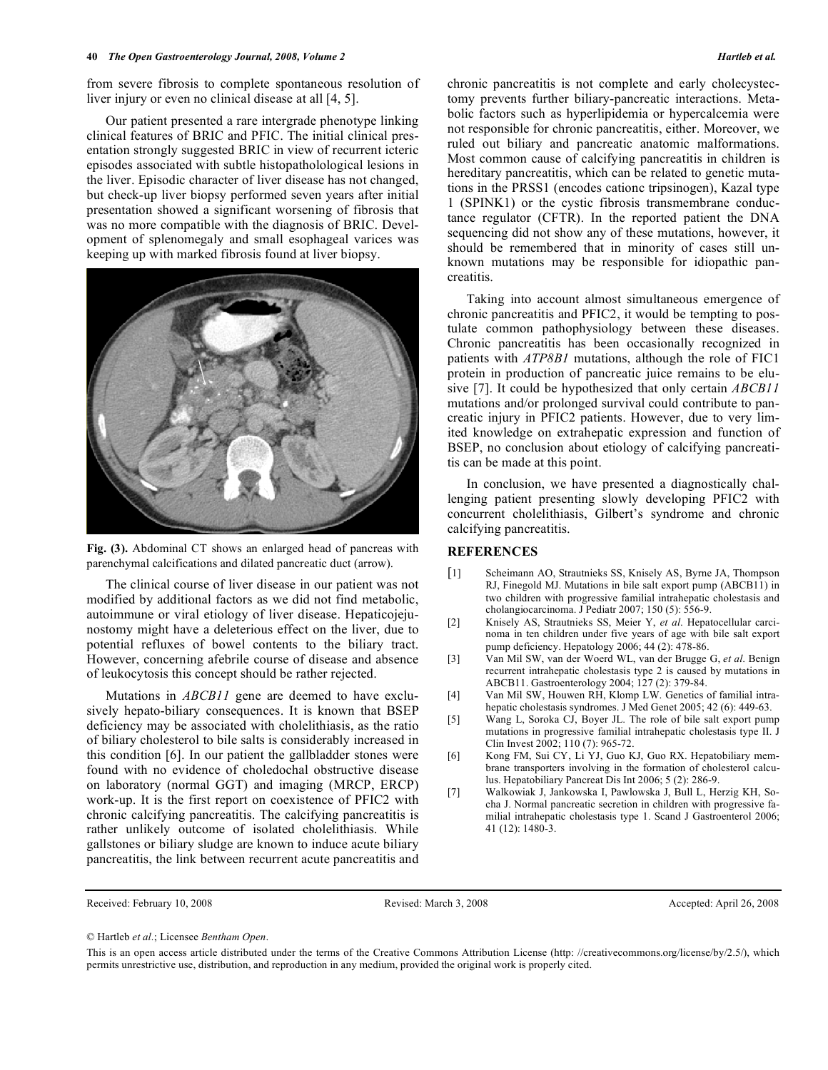from severe fibrosis to complete spontaneous resolution of liver injury or even no clinical disease at all [4, 5].

Our patient presented a rare intergrade phenotype linking clinical features of BRIC and PFIC. The initial clinical presentation strongly suggested BRIC in view of recurrent icteric episodes associated with subtle histopathololological lesions in the liver. Episodic character of liver disease has not changed, but check-up liver biopsy performed seven years after initial presentation showed a significant worsening of fibrosis that was no more compatible with the diagnosis of BRIC. Development of splenomegaly and small esophageal varices was keeping up with marked fibrosis found at liver biopsy.

**Fig. (3).** Abdominal CT shows an enlarged head of pancreas with parenchymal calcifications and dilated pancreatic duct (arrow).

The clinical course of liver disease in our patient was not modified by additional factors as we did not find metabolic, autoimmune or viral etiology of liver disease. Hepaticojejunostomy might have a deleterious effect on the liver, due to potential refluxes of bowel contents to the biliary tract. However, concerning afebrile course of disease and absence of leukocytosis this concept should be rather rejected.

Mutations in *ABCB11* gene are deemed to have exclusively hepato-biliary consequences. It is known that BSEP deficiency may be associated with cholelithiasis, as the ratio of biliary cholesterol to bile salts is considerably increased in this condition [6]. In our patient the gallbladder stones were found with no evidence of choledochal obstructive disease on laboratory (normal GGT) and imaging (MRCP, ERCP) work-up. It is the first report on coexistence of PFIC2 with chronic calcifying pancreatitis. The calcifying pancreatitis is rather unlikely outcome of isolated cholelithiasis. While gallstones or biliary sludge are known to induce acute biliary pancreatitis, the link between recurrent acute pancreatitis and chronic pancreatitis is not complete and early cholecystectomy prevents further biliary-pancreatic interactions. Metabolic factors such as hyperlipidemia or hypercalcemia were not responsible for chronic pancreatitis, either. Moreover, we ruled out biliary and pancreatic anatomic malformations. Most common cause of calcifying pancreatitis in children is hereditary pancreatitis, which can be related to genetic mutations in the PRSS1 (encodes cationc tripsinogen), Kazal type 1 (SPINK1) or the cystic fibrosis transmembrane conductance regulator (CFTR). In the reported patient the DNA sequencing did not show any of these mutations, however, it should be remembered that in minority of cases still unknown mutations may be responsible for idiopathic pancreatitis.

Taking into account almost simultaneous emergence of chronic pancreatitis and PFIC2, it would be tempting to postulate common pathophysiology between these diseases. Chronic pancreatitis has been occasionally recognized in patients with *ATP8B1* mutations, although the role of FIC1 protein in production of pancreatic juice remains to be elusive [7]. It could be hypothesized that only certain *ABCB11* mutations and/or prolonged survival could contribute to pancreatic injury in PFIC2 patients. However, due to very limited knowledge on extrahepatic expression and function of BSEP, no conclusion about etiology of calcifying pancreatitis can be made at this point.

In conclusion, we have presented a diagnostically challenging patient presenting slowly developing PFIC2 with concurrent cholelithiasis, Gilbert's syndrome and chronic calcifying pancreatitis.

## REFERENCES

[1] Scheimann AO, Strautnieks SS, Knisely AS, Byrne JA, Thompson RJ, Finegold MJ. Mutations in bile salt export pump (ABCB11) in two children with progressive familial intrahepatic cholestasis and cholangiocarcinoma. J Pediatr 2007; 150 (5): 556-9.

[2] Knisely AS, Strautnieks SS, Meier Y, *et al*. Hepatocellular carcinoma in ten children under five years of age with bile salt export pump deficiency. Hepatology 2006; 44 (2): 478-86.

[3] Van Mil SW, van der Woerd WL, van der Brugge G, *et al*. Benign recurrent intrahepatic cholestasis type 2 is caused by mutations in ABCB11. Gastroenterology 2004; 127 (2): 379-84.

[4] Van Mil SW, Houwen RH, Klomp LW. Genetics of familial intrahepatic cholestasis syndromes. J Med Genet 2005; 42 (6): 449-63.

[5] Wang L, Soroka CJ, Boyer JL. The role of bile salt export pump mutations in progressive familial intrahepatic cholestasis type II. J Clin Invest 2002; 110 (7): 965-72.

[6] Kong FM, Sui CY, Li YJ, Guo KJ, Guo RX. Hepatobiliary membrane transporters involving in the formation of cholesterol calculus. Hepatobiliary Pancreat Dis Int 2006; 5 (2): 286-9.

[7] Walkowiak J, Jankowska I, Pawlowska J, Bull L, Herzig KH, Socha J. Normal pancreatic secretion in children with progressive familial intrahepatic cholestasis type 1. Scand J Gastroenterol 2006; 41 (12): 1480-3.

Received: February 10, 2008 Revised: March 3, 2008 Accepted: April 26, 2008

© Hartleb *et al*.; Licensee *Bentham Open*.

This is an open access article distributed under the terms of the Creative Commons Attribution License (http: //creativecommons.org/license/by/2.5/), which permits unrestrictive use, distribution, and reproduction in any medium, provided the original work is properly cited.